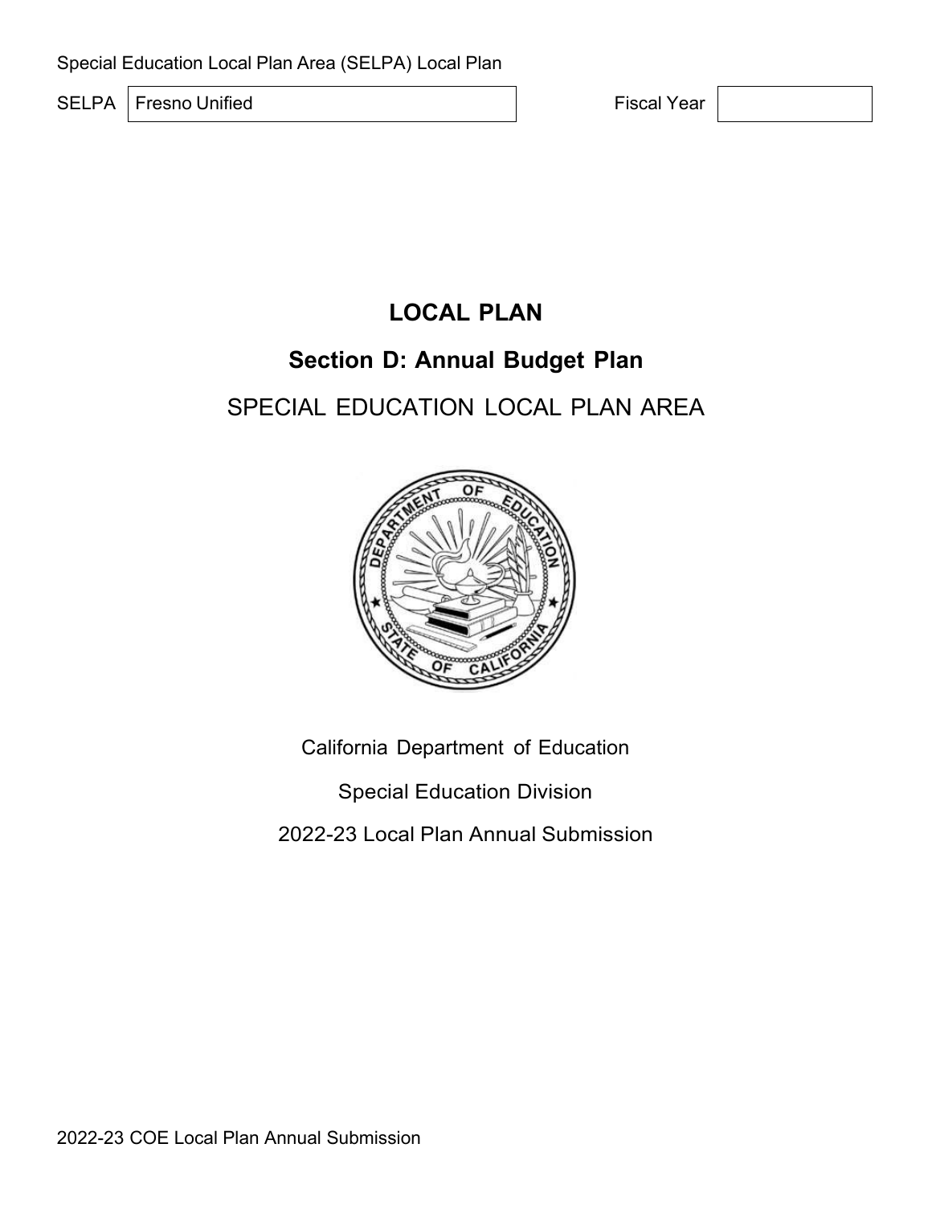Special Education Local Plan Area (SELPA) Local Plan

| SELPA | Fresno Unified | Fiscal Year | |
|---|---|---|---|

# LOCAL PLAN

## Section D: Annual Budget Plan

SPECIAL EDUCATION LOCAL PLAN AREA

California Department of Education

Special Education Division

2022-23 Local Plan Annual Submission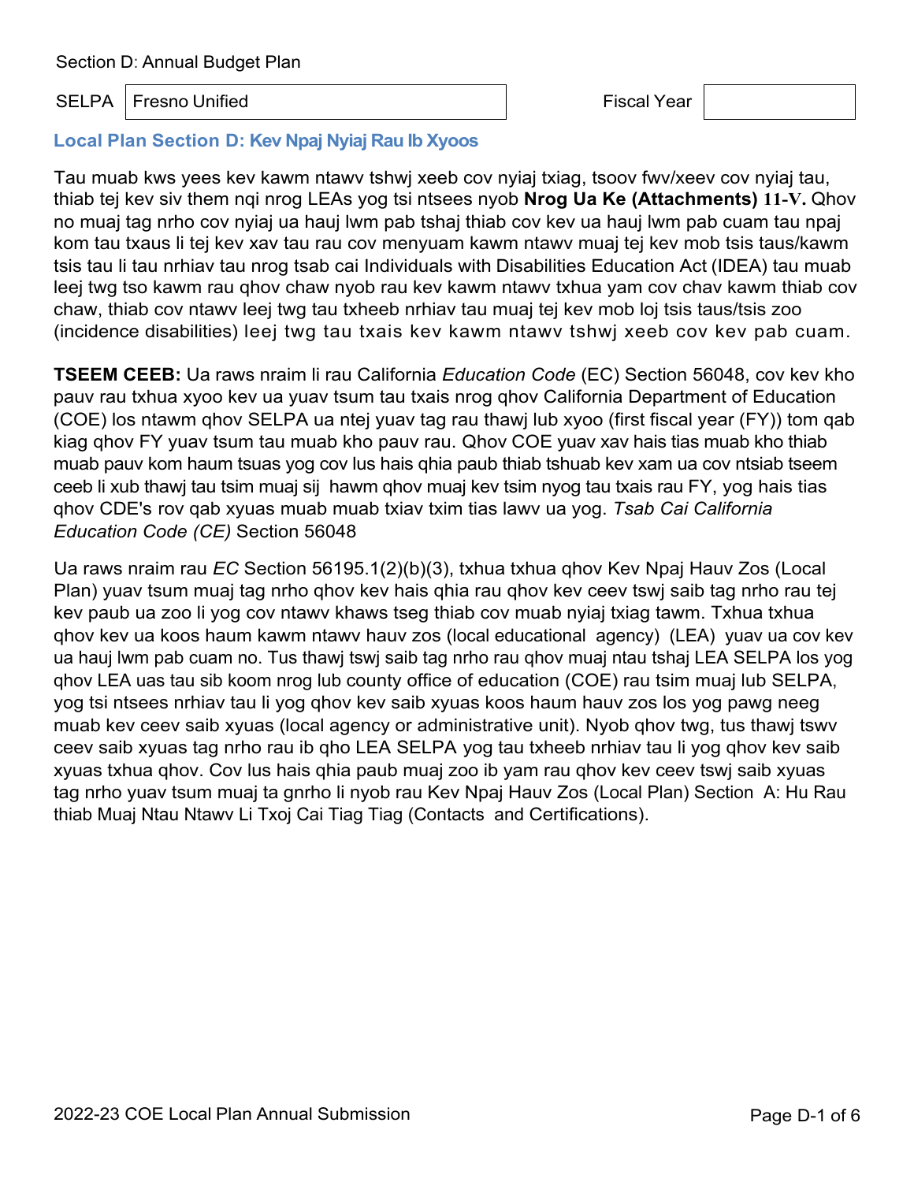Section D: Annual Budget Plan

| SELPA | Fresno Unified | Fiscal Year | |
|---|---|---|---|

## Local Plan Section D: Kev Npaj Nyiaj Rau Ib Xyoos

Tau muab kws yees kev kawm ntawv tshwj xeeb cov nyiaj txiag, tsoov fwv/xeev cov nyiaj tau, thiab tej kev siv them nqi nrog LEAs yog tsi ntsees nyob **Nrog Ua Ke (Attachments) 11-V.** Qhov no muaj tag nrho cov nyiaj ua hauj lwm pab tshaj thiab cov kev ua hauj lwm pab cuam tau npaj kom tau txaus li tej kev xav tau rau cov menyuam kawm ntawv muaj tej kev mob tsis taus/kawm tsis tau li tau nrhiav tau nrog tsab cai Individuals with Disabilities Education Act (IDEA) tau muab leej twg tso kawm rau qhov chaw nyob rau kev kawm ntawv txhua yam cov chav kawm thiab cov chaw, thiab cov ntawv leej twg tau txheeb nrhiav tau muaj tej kev mob loj tsis taus/tsis zoo (incidence disabilities) leej twg tau txais kev kawm ntawv tshwj xeeb cov kev pab cuam.

**TSEEM CEEB:** Ua raws nraim li rau California *Education Code* (EC) Section 56048, cov kev kho pauv rau txhua xyoo kev ua yuav tsum tau txais nrog qhov California Department of Education (COE) los ntawm qhov SELPA ua ntej yuav tag rau thawj lub xyoo (first fiscal year (FY)) tom qab kiag qhov FY yuav tsum tau muab kho pauv rau. Qhov COE yuav xav hais tias muab kho thiab muab pauv kom haum tsuas yog cov lus hais qhia paub thiab tshuab kev xam ua cov ntsiab tseem ceeb li xub thawj tau tsim muaj sij hawm qhov muaj kev tsim nyog tau txais rau FY, yog hais tias qhov CDE's rov qab xyuas muab muab txiav txim tias lawv ua yog. *Tsab Cai California Education Code (CE)* Section 56048

Ua raws nraim rau *EC* Section 56195.1(2)(b)(3), txhua txhua qhov Kev Npaj Hauv Zos (Local Plan) yuav tsum muaj tag nrho qhov kev hais qhia rau qhov kev ceev tswj saib tag nrho rau tej kev paub ua zoo li yog cov ntawv khaws tseg thiab cov muab nyiaj txiag tawm. Txhua txhua qhov kev ua koos haum kawm ntawv hauv zos (local educational agency) (LEA) yuav ua cov kev ua hauj lwm pab cuam no. Tus thawj tswj saib tag nrho rau qhov muaj ntau tshaj LEA SELPA los yog qhov LEA uas tau sib koom nrog lub county office of education (COE) rau tsim muaj lub SELPA, yog tsi ntsees nrhiav tau li yog qhov kev saib xyuas koos haum hauv zos los yog pawg neeg muab kev ceev saib xyuas (local agency or administrative unit). Nyob qhov twg, tus thawj tswv ceev saib xyuas tag nrho rau ib qho LEA SELPA yog tau txheeb nrhiav tau li yog qhov kev saib xyuas txhua qhov. Cov lus hais qhia paub muaj zoo ib yam rau qhov kev ceev tswj saib xyuas tag nrho yuav tsum muaj ta gnrho li nyob rau Kev Npaj Hauv Zos (Local Plan) Section A: Hu Rau thiab Muaj Ntau Ntawv Li Txoj Cai Tiag Tiag (Contacts and Certifications).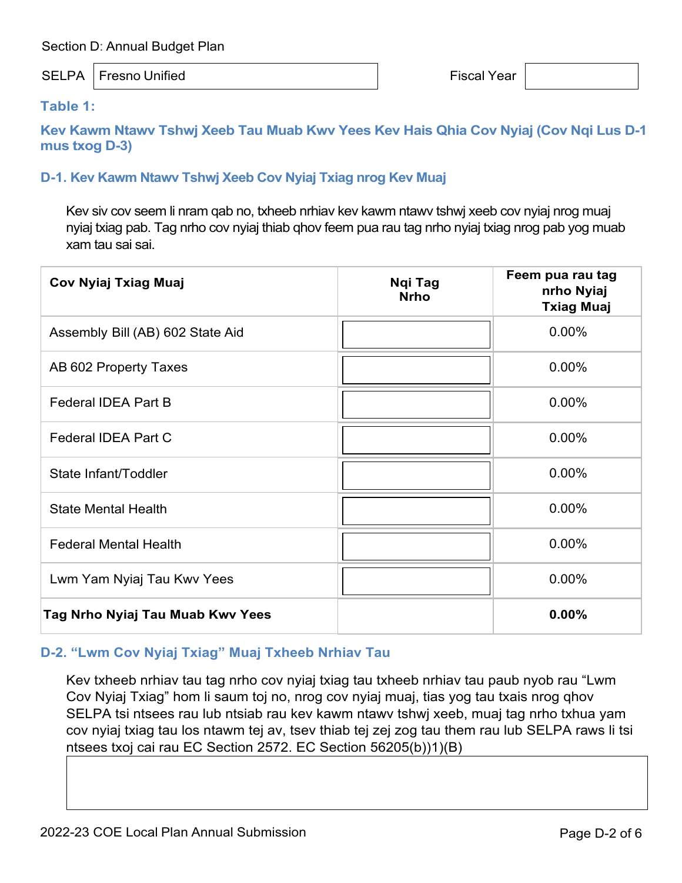Section D: Annual Budget Plan

| SELPA | Fresno Unified | Fiscal Year | |
|---|---|---|---|

### Table 1:

### Kev Kawm Ntawv Tshwj Xeeb Tau Muab Kwv Yees Kev Hais Qhia Cov Nyiaj (Cov Nqi Lus D-1 mus txog D-3)

#### D-1. Kev Kawm Ntawv Tshwj Xeeb Cov Nyiaj Txiag nrog Kev Muaj

Kev siv cov seem li nram qab no, txheeb nrhiav kev kawm ntawv tshwj xeeb cov nyiaj nrog muaj nyiaj txiag pab. Tag nrho cov nyiaj thiab qhov feem pua rau tag nrho nyiaj txiag nrog pab yog muab xam tau sai sai.

| Cov Nyiaj Txiag Muaj | Nqi Tag Nrho | Feem pua rau tag nrho Nyiaj Txiag Muaj |
|---|---|---|
| Assembly Bill (AB) 602 State Aid | | 0.00% |
| AB 602 Property Taxes | | 0.00% |
| Federal IDEA Part B | | 0.00% |
| Federal IDEA Part C | | 0.00% |
| State Infant/Toddler | | 0.00% |
| State Mental Health | | 0.00% |
| Federal Mental Health | | 0.00% |
| Lwm Yam Nyiaj Tau Kwv Yees | | 0.00% |
| **Tag Nrho Nyiaj Tau Muab Kwv Yees** | | **0.00%** |

#### D-2. "Lwm Cov Nyiaj Txiag" Muaj Txheeb Nrhiav Tau

Kev txheeb nrhiav tau tag nrho cov nyiaj txiag tau txheeb nrhiav tau paub nyob rau "Lwm Cov Nyiaj Txiag" hom li saum toj no, nrog cov nyiaj muaj, tias yog tau txais nrog qhov SELPA tsi ntsees rau lub ntsiab rau kev kawm ntawv tshwj xeeb, muaj tag nrho txhua yam cov nyiaj txiag tau los ntawm tej av, tsev thiab tej zej zog tau them rau lub SELPA raws li tsi ntsees txoj cai rau EC Section 2572. EC Section 56205(b))1)(B)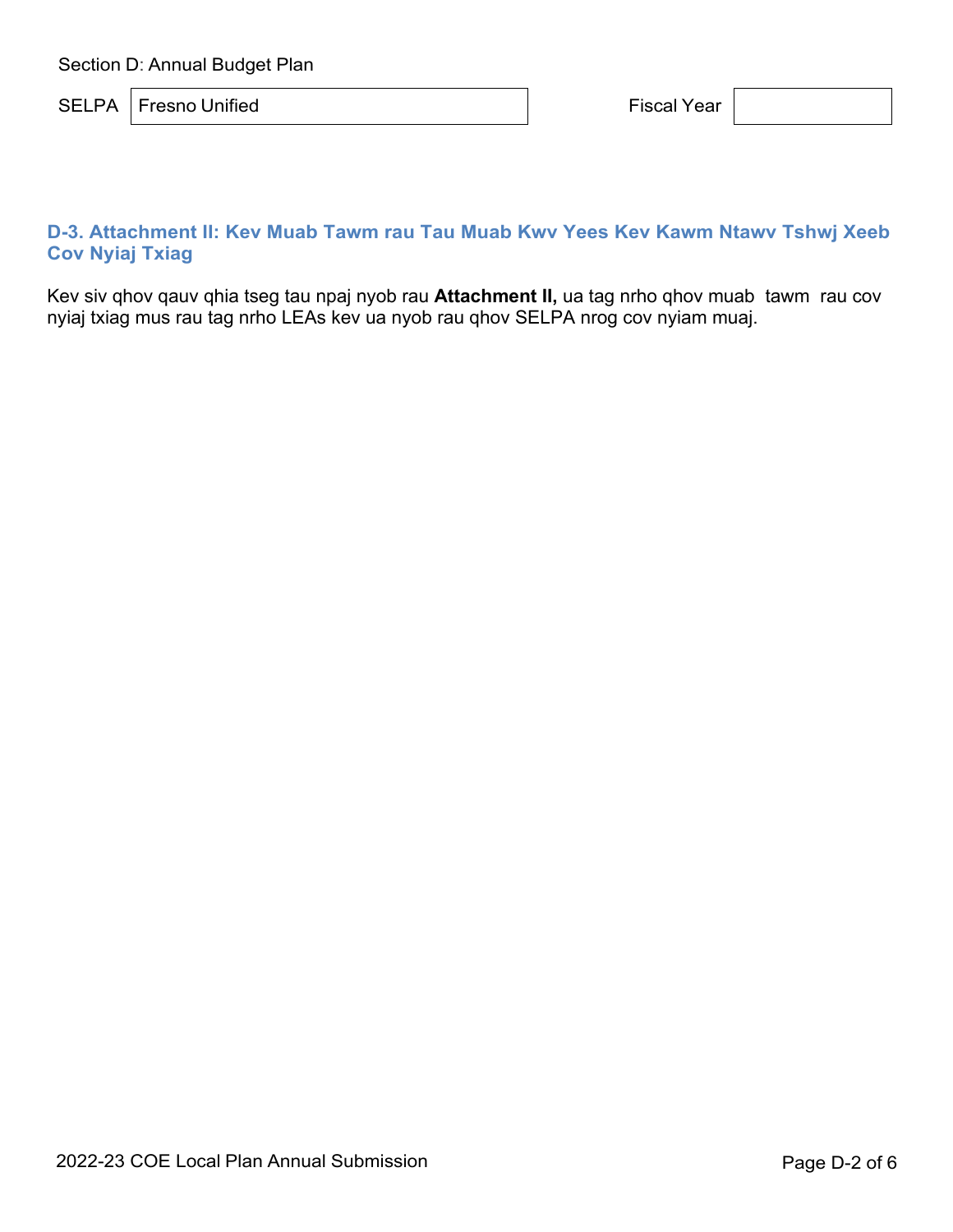Section D: Annual Budget Plan

| SELPA | Fresno Unified | Fiscal Year | |
|---|---|---|---|

## D-3. Attachment II: Kev Muab Tawm rau Tau Muab Kwv Yees Kev Kawm Ntawv Tshwj Xeeb Cov Nyiaj Txiag

Kev siv qhov qauv qhia tseg tau npaj nyob rau **Attachment II,** ua tag nrho qhov muab tawm rau cov nyiaj txiag mus rau tag nrho LEAs kev ua nyob rau qhov SELPA nrog cov nyiam muaj.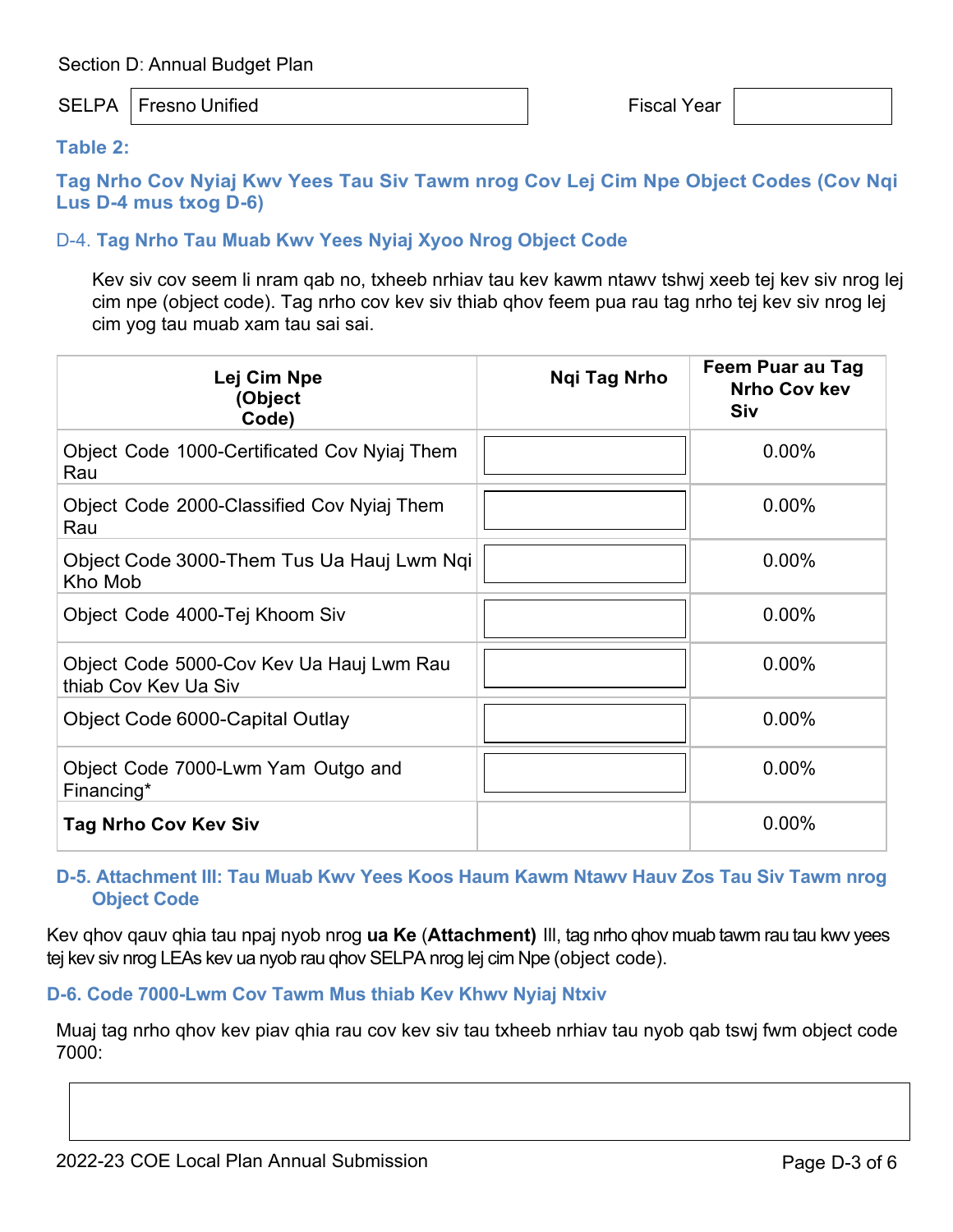Section D: Annual Budget Plan

SELPA: Fresno Unified

Fiscal Year:

### Table 2:

### Tag Nrho Cov Nyiaj Kwv Yees Tau Siv Tawm nrog Cov Lej Cim Npe Object Codes (Cov Nqi Lus D-4 mus txog D-6)

### D-4. Tag Nrho Tau Muab Kwv Yees Nyiaj Xyoo Nrog Object Code

Kev siv cov seem li nram qab no, txheeb nrhiav tau kev kawm ntawv tshwj xeeb tej kev siv nrog lej cim npe (object code). Tag nrho cov kev siv thiab qhov feem pua rau tag nrho tej kev siv nrog lej cim yog tau muab xam tau sai sai.

| Lej Cim Npe (Object Code) | Nqi Tag Nrho | Feem Puar au Tag Nrho Cov kev Siv |
|---|---|---|
| Object Code 1000-Certificated Cov Nyiaj Them Rau | | 0.00% |
| Object Code 2000-Classified Cov Nyiaj Them Rau | | 0.00% |
| Object Code 3000-Them Tus Ua Hauj Lwm Nqi Kho Mob | | 0.00% |
| Object Code 4000-Tej Khoom Siv | | 0.00% |
| Object Code 5000-Cov Kev Ua Hauj Lwm Rau thiab Cov Kev Ua Siv | | 0.00% |
| Object Code 6000-Capital Outlay | | 0.00% |
| Object Code 7000-Lwm Yam Outgo and Financing* | | 0.00% |
| **Tag Nrho Cov Kev Siv** | | 0.00% |

### D-5. Attachment III: Tau Muab Kwv Yees Koos Haum Kawm Ntawv Hauv Zos Tau Siv Tawm nrog Object Code

Kev qhov qauv qhia tau npaj nyob nrog **ua Ke** (**Attachment)** III, tag nrho qhov muab tawm rau tau kwv yees tej kev siv nrog LEAs kev ua nyob rau qhov SELPA nrog lej cim Npe (object code).

### D-6. Code 7000-Lwm Cov Tawm Mus thiab Kev Khwv Nyiaj Ntxiv

Muaj tag nrho qhov kev piav qhia rau cov kev siv tau txheeb nrhiav tau nyob qab tswj fwm object code 7000: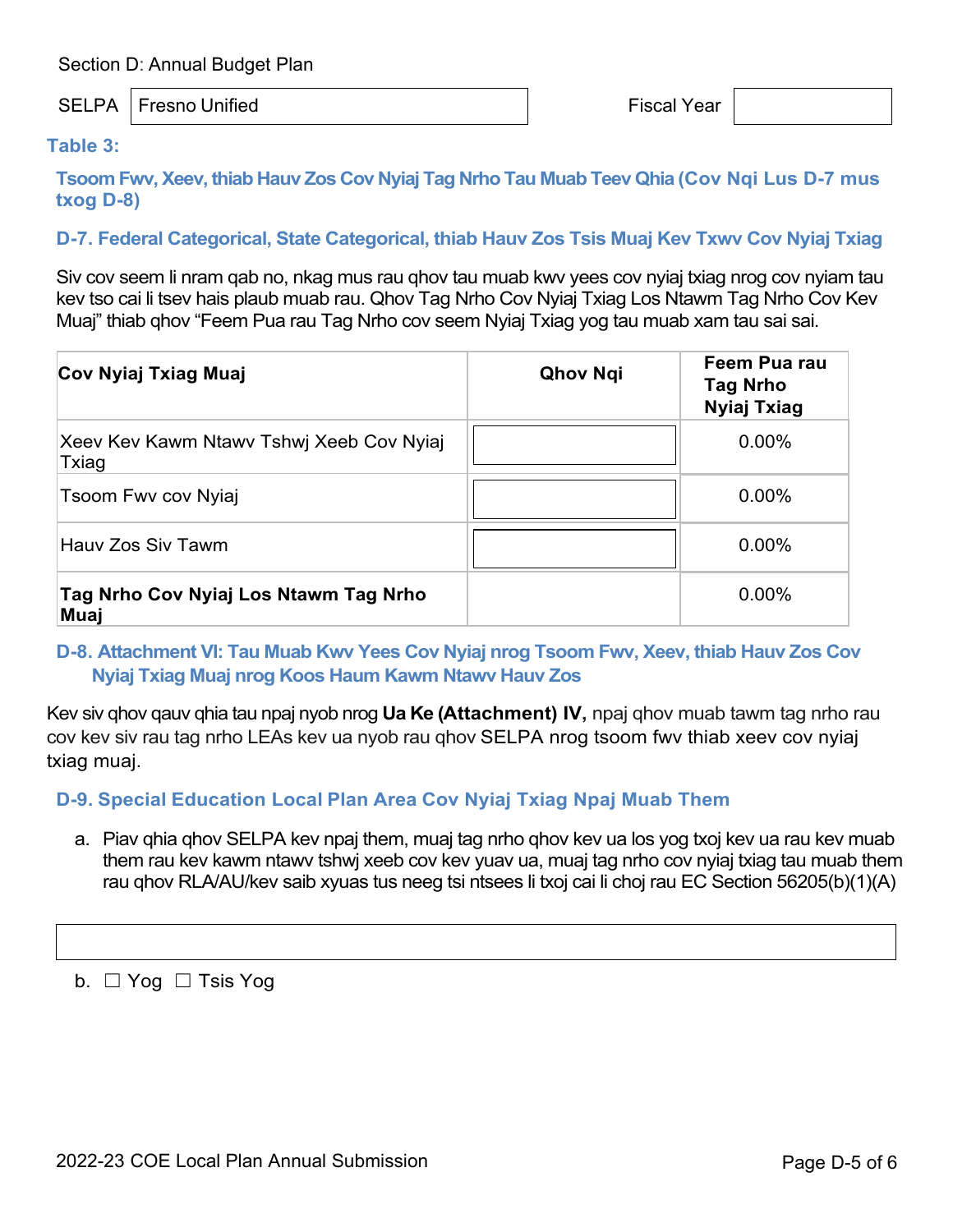Section D: Annual Budget Plan

| SELPA | Fresno Unified | Fiscal Year | |
|---|---|---|---|

### Table 3:

### Tsoom Fwv, Xeev, thiab Hauv Zos Cov Nyiaj Tag Nrho Tau Muab Teev Qhia (Cov Nqi Lus D-7 mus txog D-8)

### D-7. Federal Categorical, State Categorical, thiab Hauv Zos Tsis Muaj Kev Txwv Cov Nyiaj Txiag

Siv cov seem li nram qab no, nkag mus rau qhov tau muab kwv yees cov nyiaj txiag nrog cov nyiam tau kev tso cai li tsev hais plaub muab rau. Qhov Tag Nrho Cov Nyiaj Txiag Los Ntawm Tag Nrho Cov Kev Muaj" thiab qhov "Feem Pua rau Tag Nrho cov seem Nyiaj Txiag yog tau muab xam tau sai sai.

| Cov Nyiaj Txiag Muaj | Qhov Nqi | Feem Pua rau Tag Nrho Nyiaj Txiag |
|---|---|---|
| Xeev Kev Kawm Ntawv Tshwj Xeeb Cov Nyiaj Txiag | | 0.00% |
| Tsoom Fwv cov Nyiaj | | 0.00% |
| Hauv Zos Siv Tawm | | 0.00% |
| **Tag Nrho Cov Nyiaj Los Ntawm Tag Nrho Muaj** | | 0.00% |

### D-8. Attachment VI: Tau Muab Kwv Yees Cov Nyiaj nrog Tsoom Fwv, Xeev, thiab Hauv Zos Cov Nyiaj Txiag Muaj nrog Koos Haum Kawm Ntawv Hauv Zos

Kev siv qhov qauv qhia tau npaj nyob nrog **Ua Ke (Attachment) IV,** npaj qhov muab tawm tag nrho rau cov kev siv rau tag nrho LEAs kev ua nyob rau qhov SELPA nrog tsoom fwv thiab xeev cov nyiaj txiag muaj.

### D-9. Special Education Local Plan Area Cov Nyiaj Txiag Npaj Muab Them

a. Piav qhia qhov SELPA kev npaj them, muaj tag nrho qhov kev ua los yog txoj kev ua rau kev muab them rau kev kawm ntawv tshwj xeeb cov kev yuav ua, muaj tag nrho cov nyiaj txiag tau muab them rau qhov RLA/AU/kev saib xyuas tus neeg tsi ntsees li txoj cai li choj rau EC Section 56205(b)(1)(A)

b. ☐ Yog ☐ Tsis Yog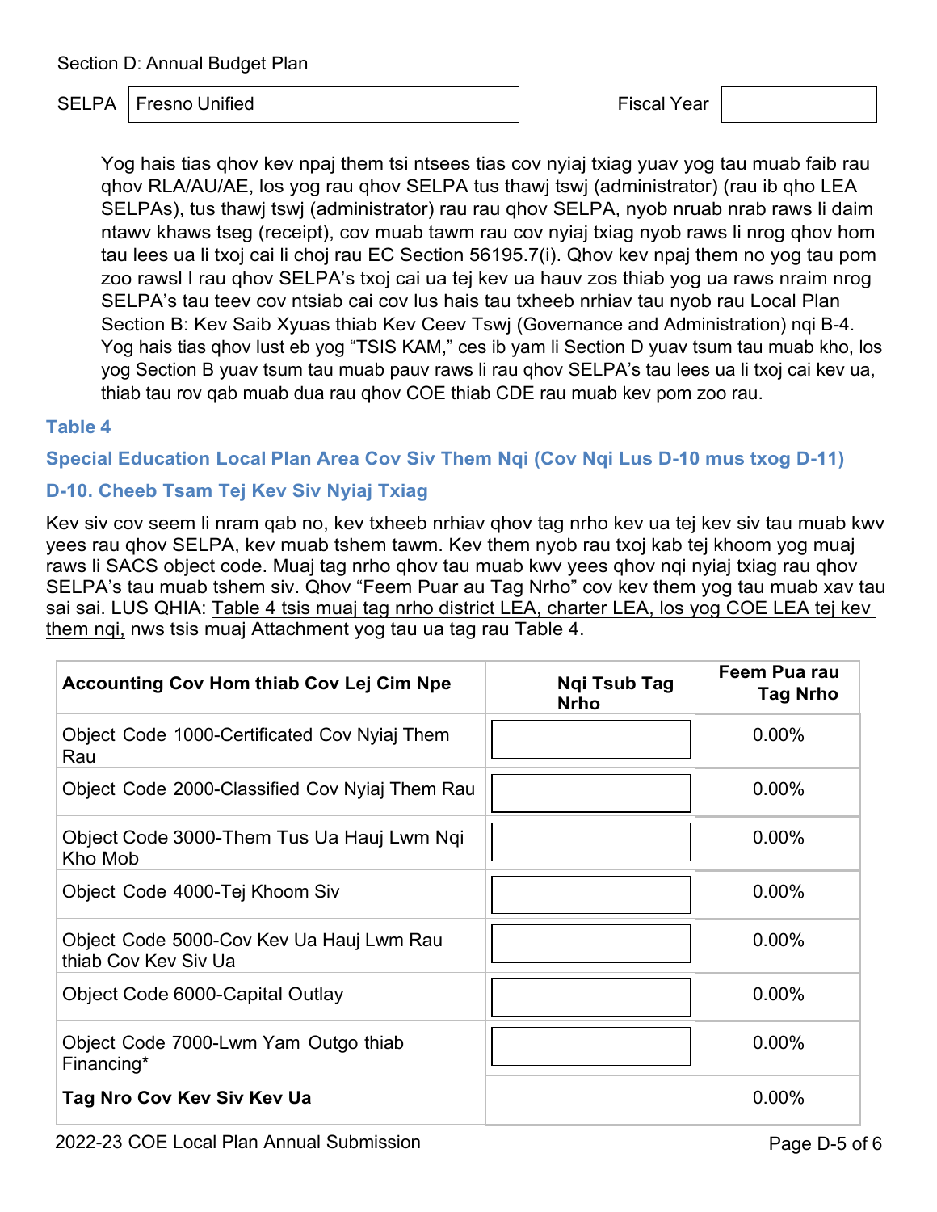Section D: Annual Budget Plan

| SELPA | Fresno Unified | Fiscal Year | |
|---|---|---|---|

Yog hais tias qhov kev npaj them tsi ntsees tias cov nyiaj txiag yuav yog tau muab faib rau qhov RLA/AU/AE, los yog rau qhov SELPA tus thawj tswj (administrator) (rau ib qho LEA SELPAs), tus thawj tswj (administrator) rau rau qhov SELPA, nyob nruab nrab raws li daim ntawv khaws tseg (receipt), cov muab tawm rau cov nyiaj txiag nyob raws li nrog qhov hom tau lees ua li txoj cai li choj rau EC Section 56195.7(i). Qhov kev npaj them no yog tau pom zoo rawsl I rau qhov SELPA's txoj cai ua tej kev ua hauv zos thiab yog ua raws nraim nrog SELPA's tau teev cov ntsiab cai cov lus hais tau txheeb nrhiav tau nyob rau Local Plan Section B: Kev Saib Xyuas thiab Kev Ceev Tswj (Governance and Administration) nqi B-4. Yog hais tias qhov lust eb yog "TSIS KAM," ces ib yam li Section D yuav tsum tau muab kho, los yog Section B yuav tsum tau muab pauv raws li rau qhov SELPA's tau lees ua li txoj cai kev ua, thiab tau rov qab muab dua rau qhov COE thiab CDE rau muab kev pom zoo rau.

### Table 4

### Special Education Local Plan Area Cov Siv Them Nqi (Cov Nqi Lus D-10 mus txog D-11)

### D-10. Cheeb Tsam Tej Kev Siv Nyiaj Txiag

Kev siv cov seem li nram qab no, kev txheeb nrhiav qhov tag nrho kev ua tej kev siv tau muab kwv yees rau qhov SELPA, kev muab tshem tawm. Kev them nyob rau txoj kab tej khoom yog muaj raws li SACS object code. Muaj tag nrho qhov tau muab kwv yees qhov nqi nyiaj txiag rau qhov SELPA's tau muab tshem siv. Qhov "Feem Puar au Tag Nrho" cov kev them yog tau muab xav tau sai sai. LUS QHIA: Table 4 tsis muaj tag nrho district LEA, charter LEA, los yog COE LEA tej kev them nqi, nws tsis muaj Attachment yog tau ua tag rau Table 4.

| Accounting Cov Hom thiab Cov Lej Cim Npe | Nqi Tsub Tag Nrho | Feem Pua rau Tag Nrho |
|---|---|---|
| Object Code 1000-Certificated Cov Nyiaj Them Rau | | 0.00% |
| Object Code 2000-Classified Cov Nyiaj Them Rau | | 0.00% |
| Object Code 3000-Them Tus Ua Hauj Lwm Nqi Kho Mob | | 0.00% |
| Object Code 4000-Tej Khoom Siv | | 0.00% |
| Object Code 5000-Cov Kev Ua Hauj Lwm Rau thiab Cov Kev Siv Ua | | 0.00% |
| Object Code 6000-Capital Outlay | | 0.00% |
| Object Code 7000-Lwm Yam Outgo thiab Financing* | | 0.00% |
| **Tag Nro Cov Kev Siv Kev Ua** | | 0.00% |

2022-23 COE Local Plan Annual Submission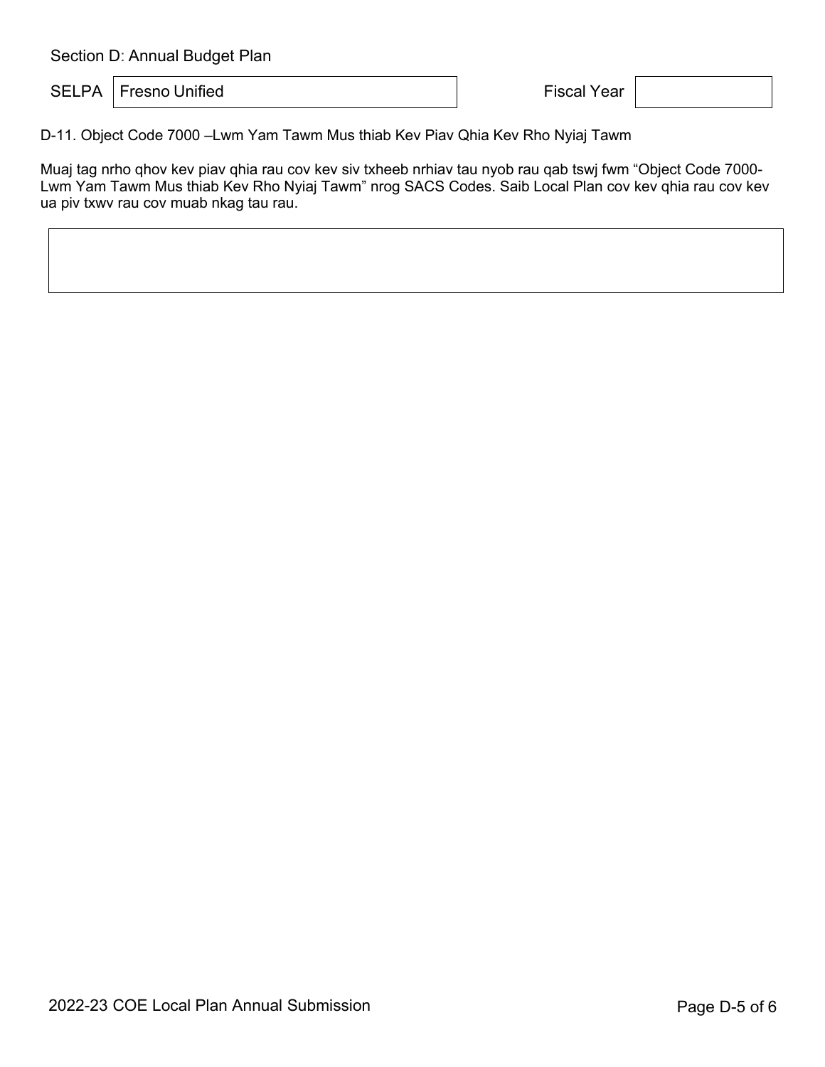Section D: Annual Budget Plan

| SELPA | Fresno Unified | Fiscal Year | |
|---|---|---|---|

D-11. Object Code 7000 –Lwm Yam Tawm Mus thiab Kev Piav Qhia Kev Rho Nyiaj Tawm

Muaj tag nrho qhov kev piav qhia rau cov kev siv txheeb nrhiav tau nyob rau qab tswj fwm "Object Code 7000- Lwm Yam Tawm Mus thiab Kev Rho Nyiaj Tawm" nrog SACS Codes. Saib Local Plan cov kev qhia rau cov kev ua piv txwv rau cov muab nkag tau rau.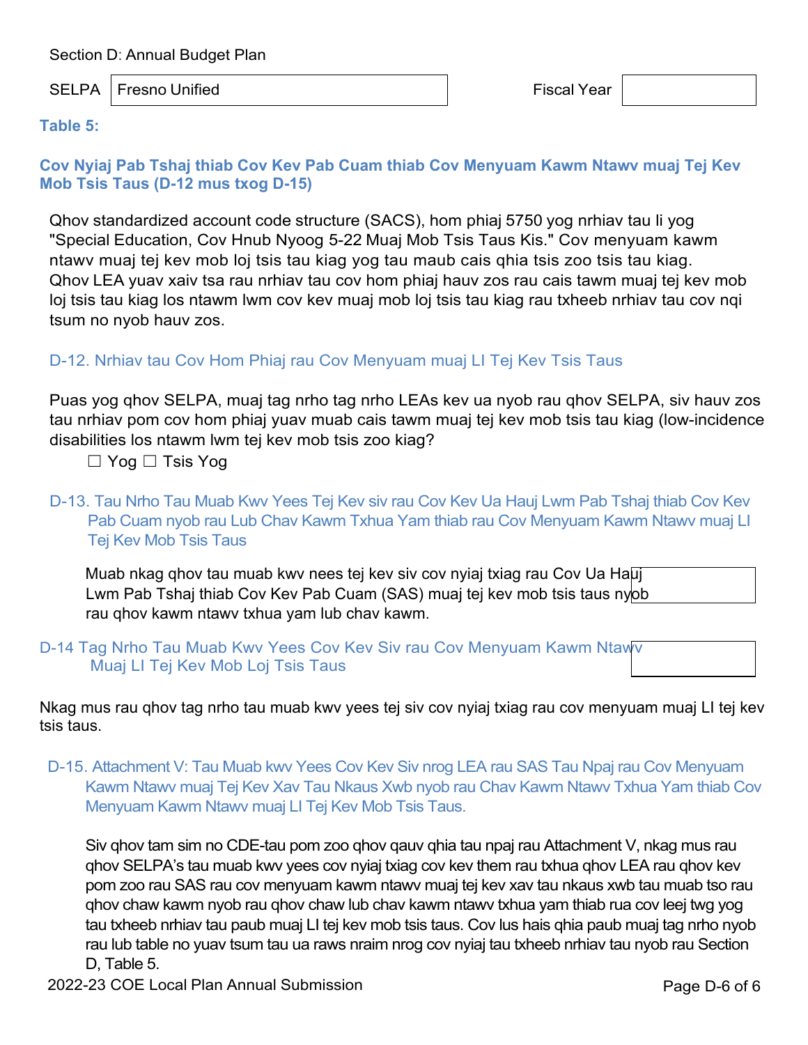Section D: Annual Budget Plan

SELPA: Fresno Unified

Fiscal Year:

## Table 5:

## Cov Nyiaj Pab Tshaj thiab Cov Kev Pab Cuam thiab Cov Menyuam Kawm Ntawv muaj Tej Kev Mob Tsis Taus (D-12 mus txog D-15)

Qhov standardized account code structure (SACS), hom phiaj 5750 yog nrhiav tau li yog "Special Education, Cov Hnub Nyoog 5-22 Muaj Mob Tsis Taus Kis." Cov menyuam kawm ntawv muaj tej kev mob loj tsis tau kiag yog tau maub cais qhia tsis zoo tsis tau kiag. Qhov LEA yuav xaiv tsa rau nrhiav tau cov hom phiaj hauv zos rau cais tawm muaj tej kev mob loj tsis tau kiag los ntawm lwm cov kev muaj mob loj tsis tau kiag rau txheeb nrhiav tau cov nqi tsum no nyob hauv zos.

### D-12. Nrhiav tau Cov Hom Phiaj rau Cov Menyuam muaj LI Tej Kev Tsis Taus

Puas yog qhov SELPA, muaj tag nrho tag nrho LEAs kev ua nyob rau qhov SELPA, siv hauv zos tau nrhiav pom cov hom phiaj yuav muab cais tawm muaj tej kev mob tsis tau kiag (low-incidence disabilities los ntawm lwm tej kev mob tsis zoo kiag?

☐ Yog ☐ Tsis Yog

### D-13. Tau Nrho Tau Muab Kwv Yees Tej Kev siv rau Cov Kev Ua Hauj Lwm Pab Tshaj thiab Cov Kev Pab Cuam nyob rau Lub Chav Kawm Txhua Yam thiab rau Cov Menyuam Kawm Ntawv muaj LI Tej Kev Mob Tsis Taus

Muab nkag qhov tau muab kwv nees tej kev siv cov nyiaj txiag rau Cov Ua Hauj Lwm Pab Tshaj thiab Cov Kev Pab Cuam (SAS) muaj tej kev mob tsis taus nyob rau qhov kawm ntawv txhua yam lub chav kawm.

### D-14 Tag Nrho Tau Muab Kwv Yees Cov Kev Siv rau Cov Menyuam Kawm Ntawv Muaj LI Tej Kev Mob Loj Tsis Taus

Nkag mus rau qhov tag nrho tau muab kwv yees tej siv cov nyiaj txiag rau cov menyuam muaj LI tej kev tsis taus.

### D-15. Attachment V: Tau Muab kwv Yees Cov Kev Siv nrog LEA rau SAS Tau Npaj rau Cov Menyuam Kawm Ntawv muaj Tej Kev Xav Tau Nkaus Xwb nyob rau Chav Kawm Ntawv Txhua Yam thiab Cov Menyuam Kawm Ntawv muaj LI Tej Kev Mob Tsis Taus.

Siv qhov tam sim no CDE-tau pom zoo qhov qauv qhia tau npaj rau Attachment V, nkag mus rau qhov SELPA's tau muab kwv yees cov nyiaj txiag cov kev them rau txhua qhov LEA rau qhov kev pom zoo rau SAS rau cov menyuam kawm ntawv muaj tej kev xav tau nkaus xwb tau muab tso rau qhov chaw kawm nyob rau qhov chaw lub chav kawm ntawv txhua yam thiab rua cov leej twg yog tau txheeb nrhiav tau paub muaj LI tej kev mob tsis taus. Cov lus hais qhia paub muaj tag nrho nyob rau lub table no yuav tsum tau ua raws nraim nrog cov nyiaj tau txheeb nrhiav tau nyob rau Section D, Table 5.